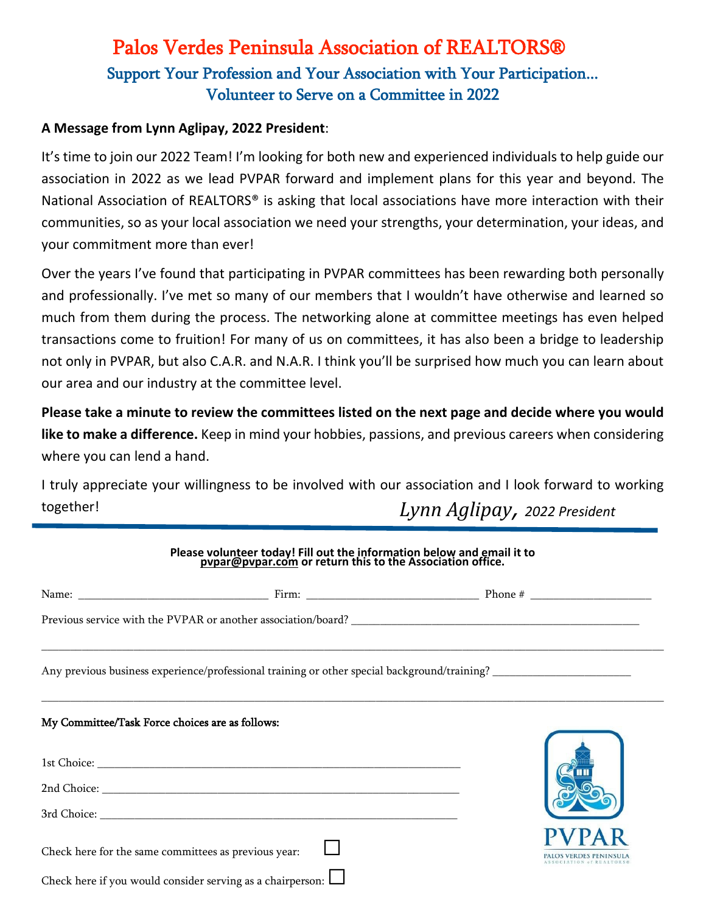# Palos Verdes Peninsula Association of REALTORS®

## Support Your Profession and Your Association with Your Participation…
## Volunteer to Serve on a Committee in 2022

**A Message from Lynn Aglipay, 2022 President**:

It's time to join our 2022 Team! I'm looking for both new and experienced individuals to help guide our association in 2022 as we lead PVPAR forward and implement plans for this year and beyond. The National Association of REALTORS® is asking that local associations have more interaction with their communities, so as your local association we need your strengths, your determination, your ideas, and your commitment more than ever!

Over the years I've found that participating in PVPAR committees has been rewarding both personally and professionally. I've met so many of our members that I wouldn't have otherwise and learned so much from them during the process. The networking alone at committee meetings has even helped transactions come to fruition! For many of us on committees, it has also been a bridge to leadership not only in PVPAR, but also C.A.R. and N.A.R. I think you'll be surprised how much you can learn about our area and our industry at the committee level.

**Please take a minute to review the committees listed on the next page and decide where you would like to make a difference.** Keep in mind your hobbies, passions, and previous careers when considering where you can lend a hand.

I truly appreciate your willingness to be involved with our association and I look forward to working together!

*Lynn Aglipay, 2022 President*

---

**Please volunteer today! Fill out the information below and email it to pvpar@pvpar.com or return this to the Association office.**

Name: ______________________ Firm: ______________________ Phone # ________________

Previous service with the PVPAR or another association/board? ________________________________

________________________________________________________________________________

Any previous business experience/professional training or other special background/training? ________________

________________________________________________________________________________

My Committee/Task Force choices are as follows:

1st Choice: ______________________________________________

2nd Choice: ______________________________________________

3rd Choice: ______________________________________________

Check here for the same committees as previous year: ☐

Check here if you would consider serving as a chairperson: ☐

PVPAR
PALOS VERDES PENINSULA ASSOCIATION of REALTORS®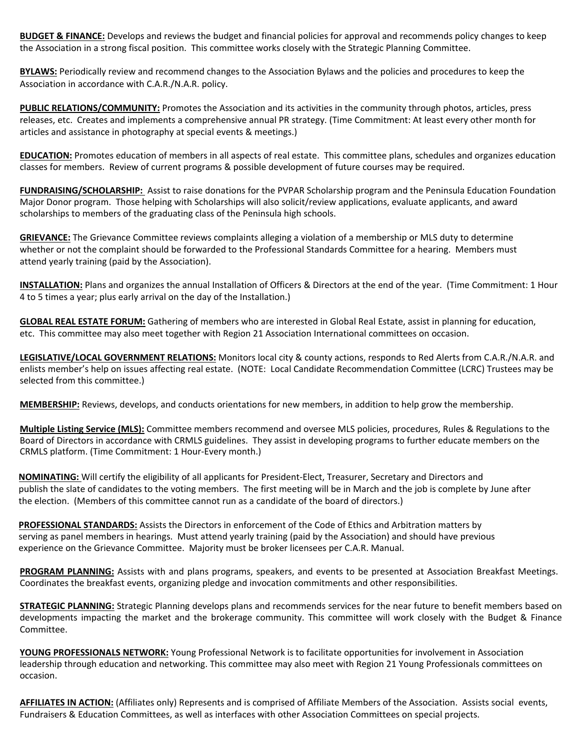**<u>BUDGET & FINANCE:</u>** Develops and reviews the budget and financial policies for approval and recommends policy changes to keep the Association in a strong fiscal position. This committee works closely with the Strategic Planning Committee.

**<u>BYLAWS:</u>** Periodically review and recommend changes to the Association Bylaws and the policies and procedures to keep the Association in accordance with C.A.R./N.A.R. policy.

**<u>PUBLIC RELATIONS/COMMUNITY:</u>** Promotes the Association and its activities in the community through photos, articles, press releases, etc. Creates and implements a comprehensive annual PR strategy. (Time Commitment: At least every other month for articles and assistance in photography at special events & meetings.)

**<u>EDUCATION:</u>** Promotes education of members in all aspects of real estate. This committee plans, schedules and organizes education classes for members. Review of current programs & possible development of future courses may be required.

**<u>FUNDRAISING/SCHOLARSHIP:</u>** Assist to raise donations for the PVPAR Scholarship program and the Peninsula Education Foundation Major Donor program. Those helping with Scholarships will also solicit/review applications, evaluate applicants, and award scholarships to members of the graduating class of the Peninsula high schools.

**<u>GRIEVANCE:</u>** The Grievance Committee reviews complaints alleging a violation of a membership or MLS duty to determine whether or not the complaint should be forwarded to the Professional Standards Committee for a hearing. Members must attend yearly training (paid by the Association).

**<u>INSTALLATION:</u>** Plans and organizes the annual Installation of Officers & Directors at the end of the year. (Time Commitment: 1 Hour 4 to 5 times a year; plus early arrival on the day of the Installation.)

**<u>GLOBAL REAL ESTATE FORUM:</u>** Gathering of members who are interested in Global Real Estate, assist in planning for education, etc. This committee may also meet together with Region 21 Association International committees on occasion.

**<u>LEGISLATIVE/LOCAL GOVERNMENT RELATIONS:</u>** Monitors local city & county actions, responds to Red Alerts from C.A.R./N.A.R. and enlists member's help on issues affecting real estate. (NOTE: Local Candidate Recommendation Committee (LCRC) Trustees may be selected from this committee.)

**<u>MEMBERSHIP:</u>** Reviews, develops, and conducts orientations for new members, in addition to help grow the membership.

**<u>Multiple Listing Service (MLS):</u>** Committee members recommend and oversee MLS policies, procedures, Rules & Regulations to the Board of Directors in accordance with CRMLS guidelines. They assist in developing programs to further educate members on the CRMLS platform. (Time Commitment: 1 Hour-Every month.)

**<u>NOMINATING:</u>** Will certify the eligibility of all applicants for President-Elect, Treasurer, Secretary and Directors and publish the slate of candidates to the voting members. The first meeting will be in March and the job is complete by June after the election. (Members of this committee cannot run as a candidate of the board of directors.)

**<u>PROFESSIONAL STANDARDS:</u>** Assists the Directors in enforcement of the Code of Ethics and Arbitration matters by serving as panel members in hearings. Must attend yearly training (paid by the Association) and should have previous experience on the Grievance Committee. Majority must be broker licensees per C.A.R. Manual.

**<u>PROGRAM PLANNING:</u>** Assists with and plans programs, speakers, and events to be presented at Association Breakfast Meetings. Coordinates the breakfast events, organizing pledge and invocation commitments and other responsibilities.

**<u>STRATEGIC PLANNING:</u>** Strategic Planning develops plans and recommends services for the near future to benefit members based on developments impacting the market and the brokerage community. This committee will work closely with the Budget & Finance Committee.

**<u>YOUNG PROFESSIONALS NETWORK:</u>** Young Professional Network is to facilitate opportunities for involvement in Association leadership through education and networking. This committee may also meet with Region 21 Young Professionals committees on occasion.

**<u>AFFILIATES IN ACTION:</u>** (Affiliates only) Represents and is comprised of Affiliate Members of the Association. Assists social events, Fundraisers & Education Committees, as well as interfaces with other Association Committees on special projects.